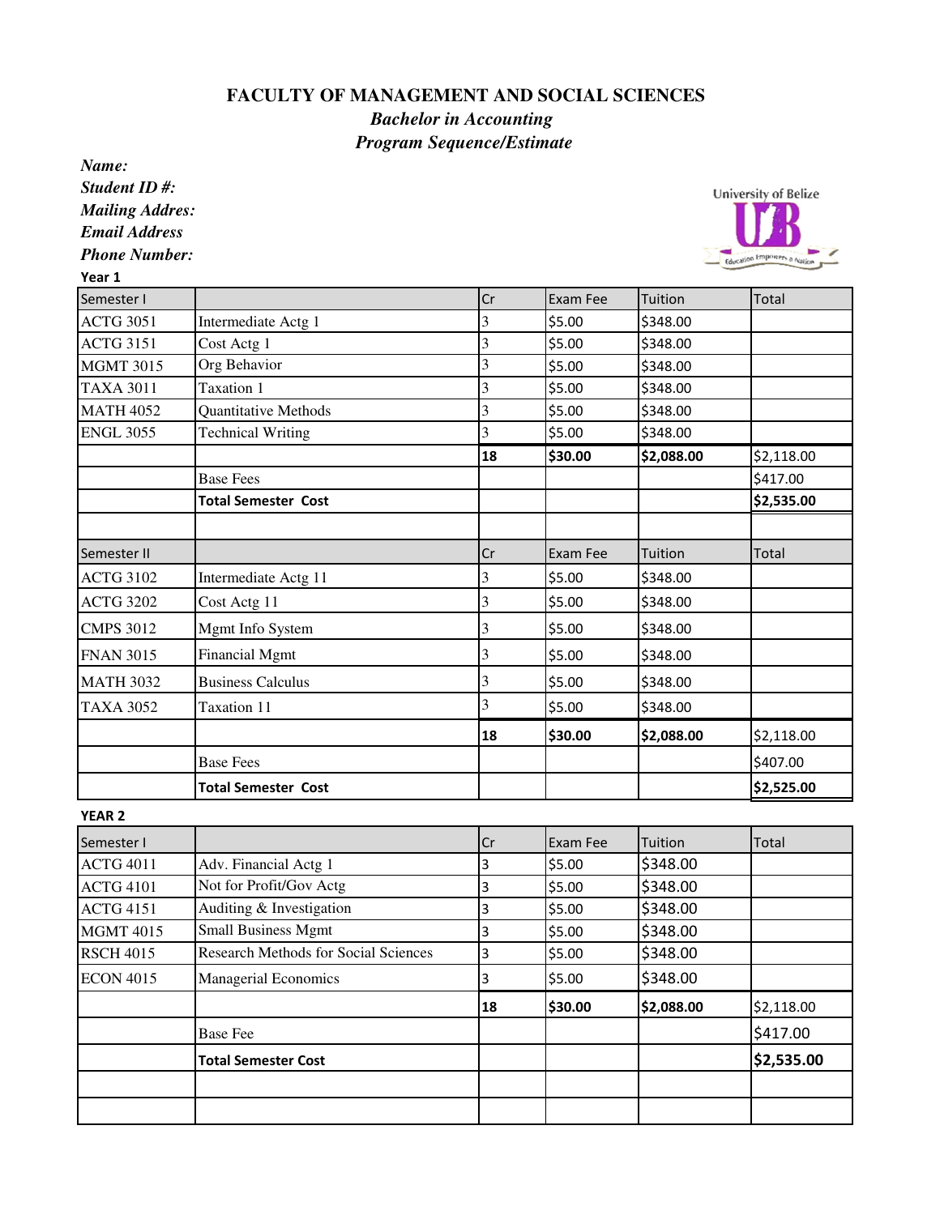# FACULTY OF MANAGEMENT AND SOCIAL SCIENCES

## *Bachelor in Accounting*

### *Program Sequence/Estimate*

***Name:***
***Student ID #:***
***Mailing Addres:***
***Email Address***
***Phone Number:***

**Year 1**

| Semester I | | Cr | Exam Fee | Tuition | Total |
|---|---|---|---|---|---|
| ACTG 3051 | Intermediate Actg 1 | 3 | $5.00 | $348.00 | |
| ACTG 3151 | Cost Actg 1 | 3 | $5.00 | $348.00 | |
| MGMT 3015 | Org Behavior | 3 | $5.00 | $348.00 | |
| TAXA 3011 | Taxation 1 | 3 | $5.00 | $348.00 | |
| MATH 4052 | Quantitative Methods | 3 | $5.00 | $348.00 | |
| ENGL 3055 | Technical Writing | 3 | $5.00 | $348.00 | |
| | | **18** | **$30.00** | **$2,088.00** | $2,118.00 |
| | Base Fees | | | | $417.00 |
| | **Total Semester Cost** | | | | **$2,535.00** |

| Semester II | | Cr | Exam Fee | Tuition | Total |
|---|---|---|---|---|---|
| ACTG 3102 | Intermediate Actg 11 | 3 | $5.00 | $348.00 | |
| ACTG 3202 | Cost Actg 11 | 3 | $5.00 | $348.00 | |
| CMPS 3012 | Mgmt Info System | 3 | $5.00 | $348.00 | |
| FNAN 3015 | Financial Mgmt | 3 | $5.00 | $348.00 | |
| MATH 3032 | Business Calculus | 3 | $5.00 | $348.00 | |
| TAXA 3052 | Taxation 11 | 3 | $5.00 | $348.00 | |
| | | **18** | **$30.00** | **$2,088.00** | $2,118.00 |
| | Base Fees | | | | $407.00 |
| | **Total Semester Cost** | | | | **$2,525.00** |

**YEAR 2**

| Semester I | | Cr | Exam Fee | Tuition | Total |
|---|---|---|---|---|---|
| ACTG 4011 | Adv. Financial Actg 1 | 3 | $5.00 | $348.00 | |
| ACTG 4101 | Not for Profit/Gov Actg | 3 | $5.00 | $348.00 | |
| ACTG 4151 | Auditing & Investigation | 3 | $5.00 | $348.00 | |
| MGMT 4015 | Small Business Mgmt | 3 | $5.00 | $348.00 | |
| RSCH 4015 | Research Methods for Social Sciences | 3 | $5.00 | $348.00 | |
| ECON 4015 | Managerial Economics | 3 | $5.00 | $348.00 | |
| | | **18** | **$30.00** | **$2,088.00** | $2,118.00 |
| | Base Fee | | | | $417.00 |
| | **Total Semester Cost** | | | | **$2,535.00** |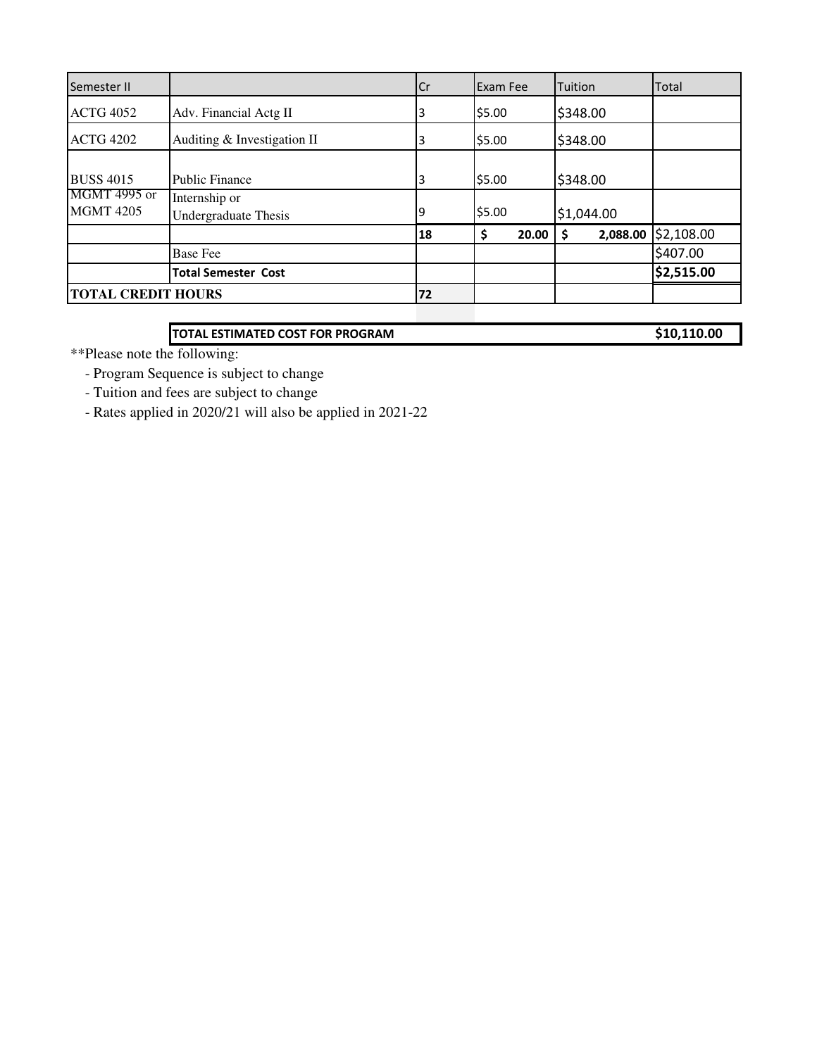| Semester II | | Cr | Exam Fee | Tuition | Total |
|---|---|---|---|---|---|
| ACTG 4052 | Adv. Financial Actg II | 3 | $5.00 | $348.00 | |
| ACTG 4202 | Auditing & Investigation II | 3 | $5.00 | $348.00 | |
| BUSS 4015 | Public Finance | 3 | $5.00 | $348.00 | |
| MGMT 4995 or MGMT 4205 | Internship or Undergraduate Thesis | 9 | $5.00 | $1,044.00 | |
| | | **18** | $ 20.00 | $ 2,088.00 | $2,108.00 |
| | Base Fee | | | | $407.00 |
| | **Total Semester Cost** | | | | **$2,515.00** |
| **TOTAL CREDIT HOURS** | | **72** | | | |

| | |
|---|---|
| **TOTAL ESTIMATED COST FOR PROGRAM** | **$10,110.00** |

**Please note the following:

- Program Sequence is subject to change
- Tuition and fees are subject to change
- Rates applied in 2020/21 will also be applied in 2021-22